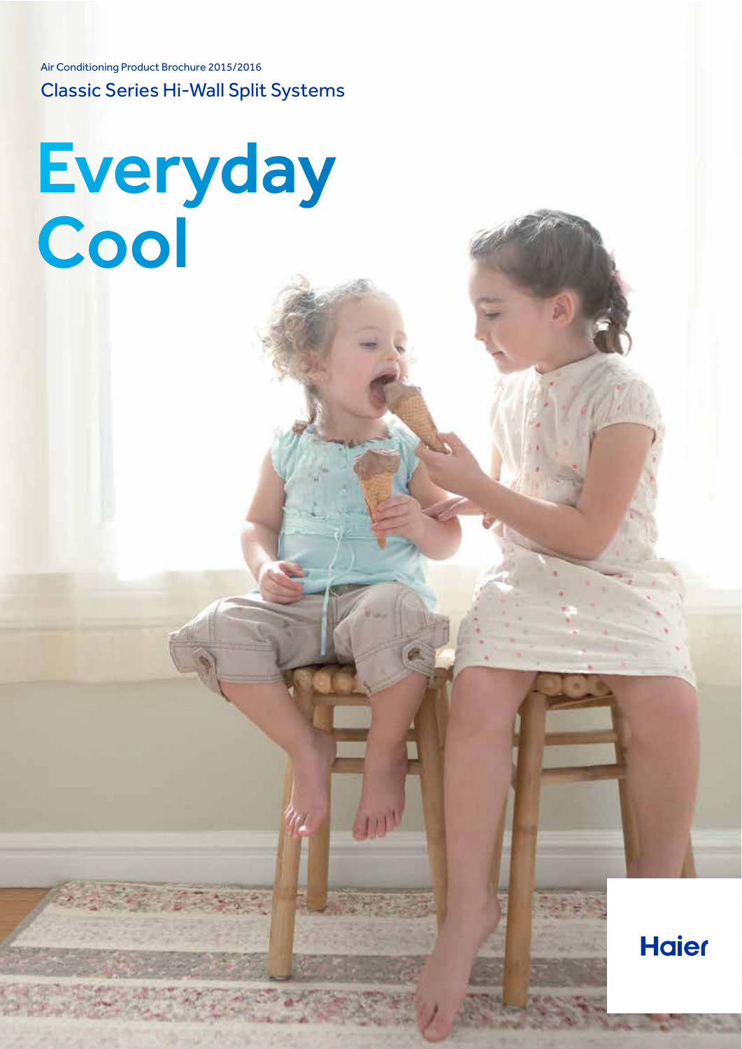Air Conditioning Product Brochure 2015/2016

Classic Series Hi-Wall Split Systems

# Everyday Cool

Haier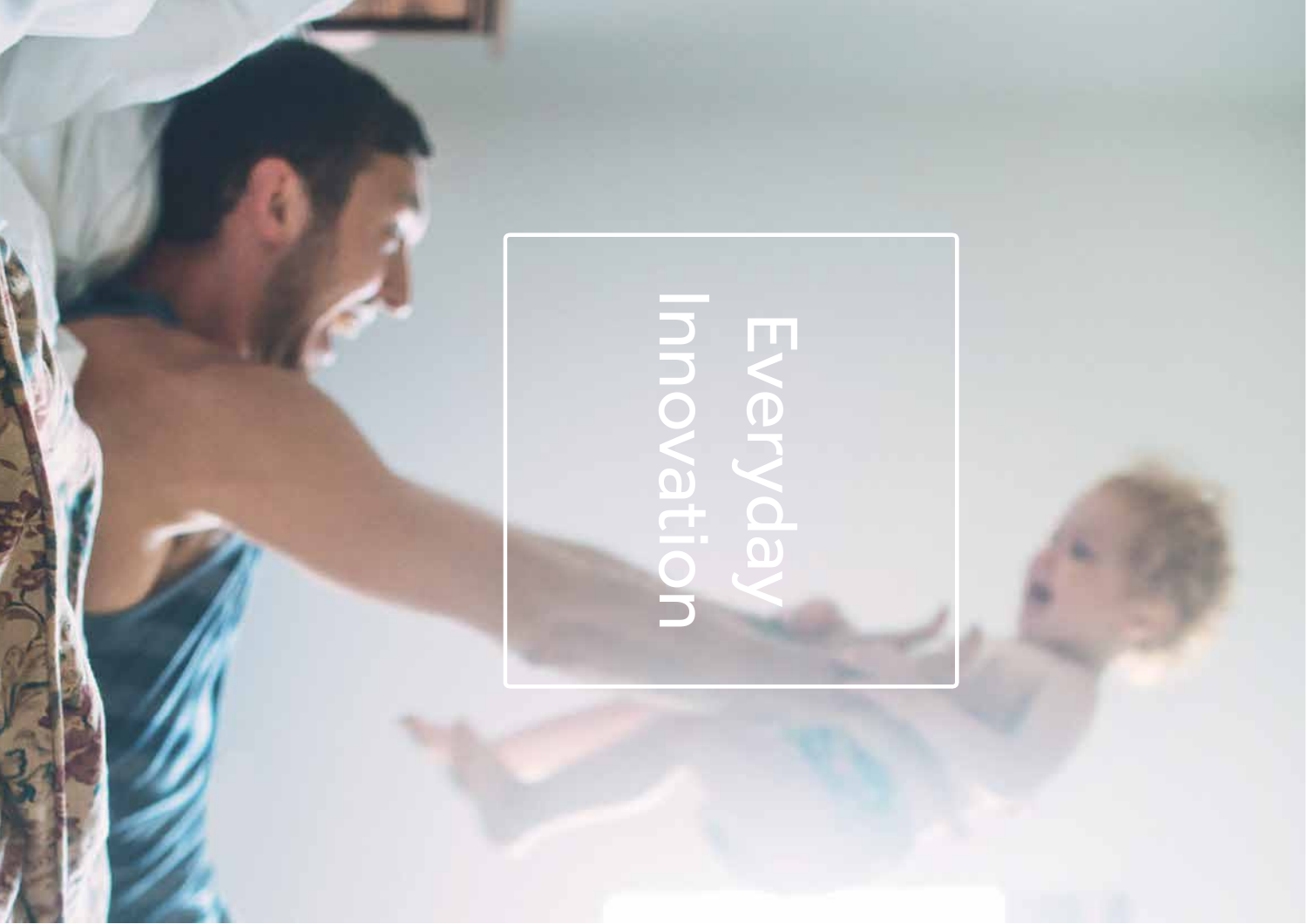# Everyday Innovation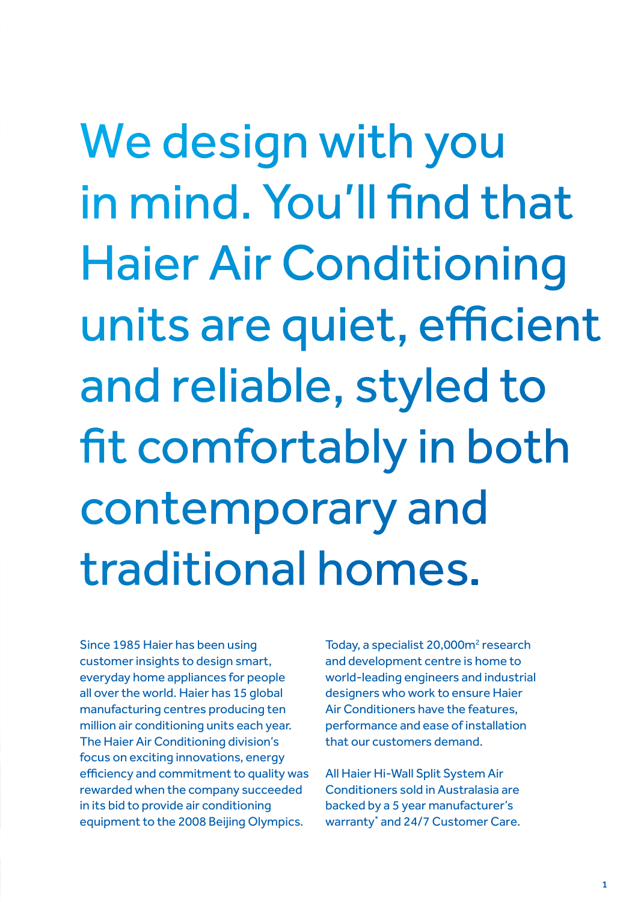# We design with you in mind. You'll find that Haier Air Conditioning units are quiet, efficient and reliable, styled to fit comfortably in both contemporary and traditional homes.

Since 1985 Haier has been using customer insights to design smart, everyday home appliances for people all over the world. Haier has 15 global manufacturing centres producing ten million air conditioning units each year. The Haier Air Conditioning division's focus on exciting innovations, energy efficiency and commitment to quality was rewarded when the company succeeded in its bid to provide air conditioning equipment to the 2008 Beijing Olympics.

Today, a specialist 20,000m$^2$ research and development centre is home to world-leading engineers and industrial designers who work to ensure Haier Air Conditioners have the features, performance and ease of installation that our customers demand.

All Haier Hi-Wall Split System Air Conditioners sold in Australasia are backed by a 5 year manufacturer's warranty* and 24/7 Customer Care.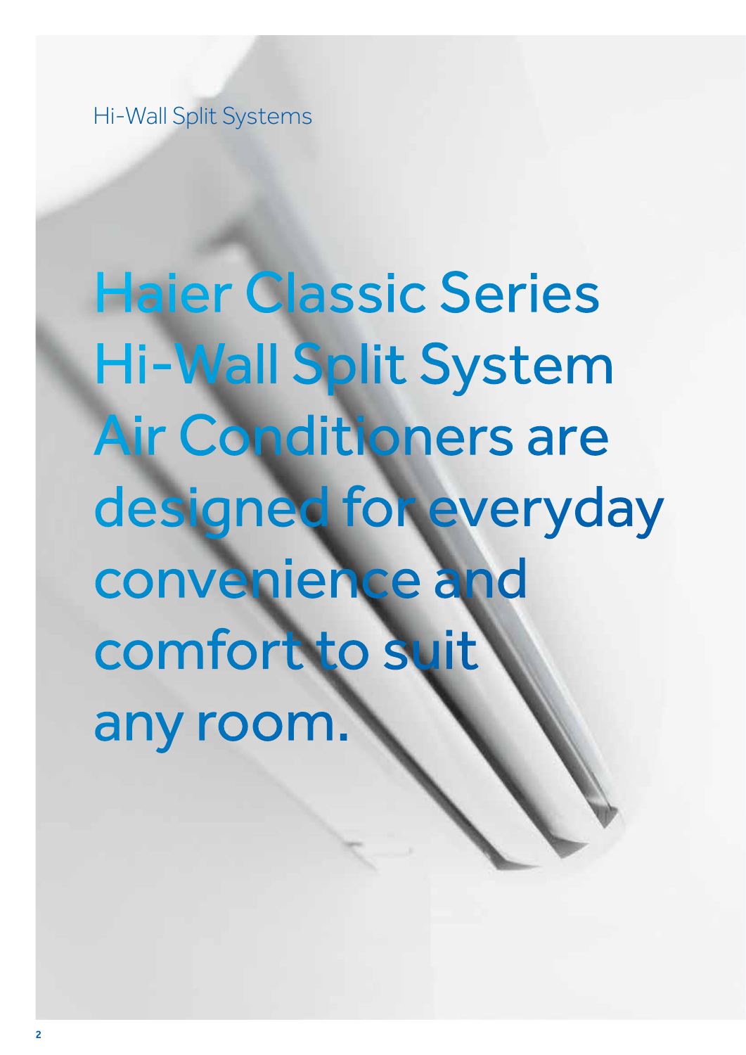Hi-Wall Split Systems

# Haier Classic Series Hi-Wall Split System Air Conditioners are designed for everyday convenience and comfort to suit any room.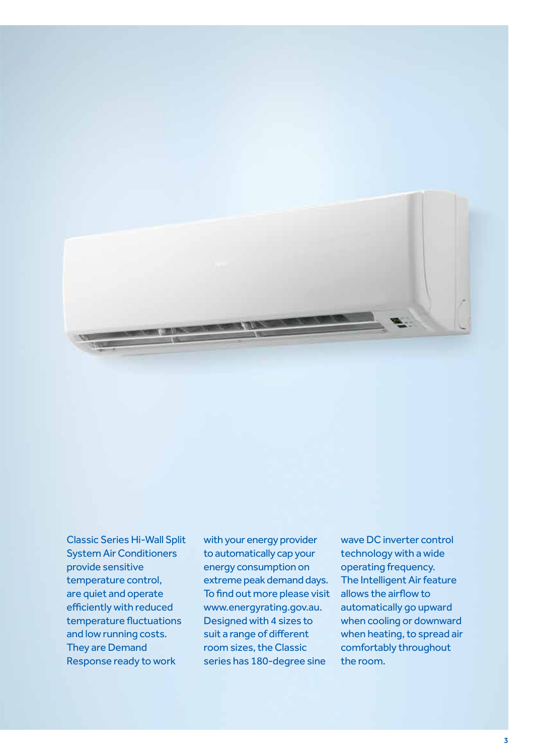Classic Series Hi-Wall Split System Air Conditioners provide sensitive temperature control, are quiet and operate efficiently with reduced temperature fluctuations and low running costs. They are Demand Response ready to work with your energy provider to automatically cap your energy consumption on extreme peak demand days. To find out more please visit www.energyrating.gov.au. Designed with 4 sizes to suit a range of different room sizes, the Classic series has 180-degree sine wave DC inverter control technology with a wide operating frequency. The Intelligent Air feature allows the airflow to automatically go upward when cooling or downward when heating, to spread air comfortably throughout the room.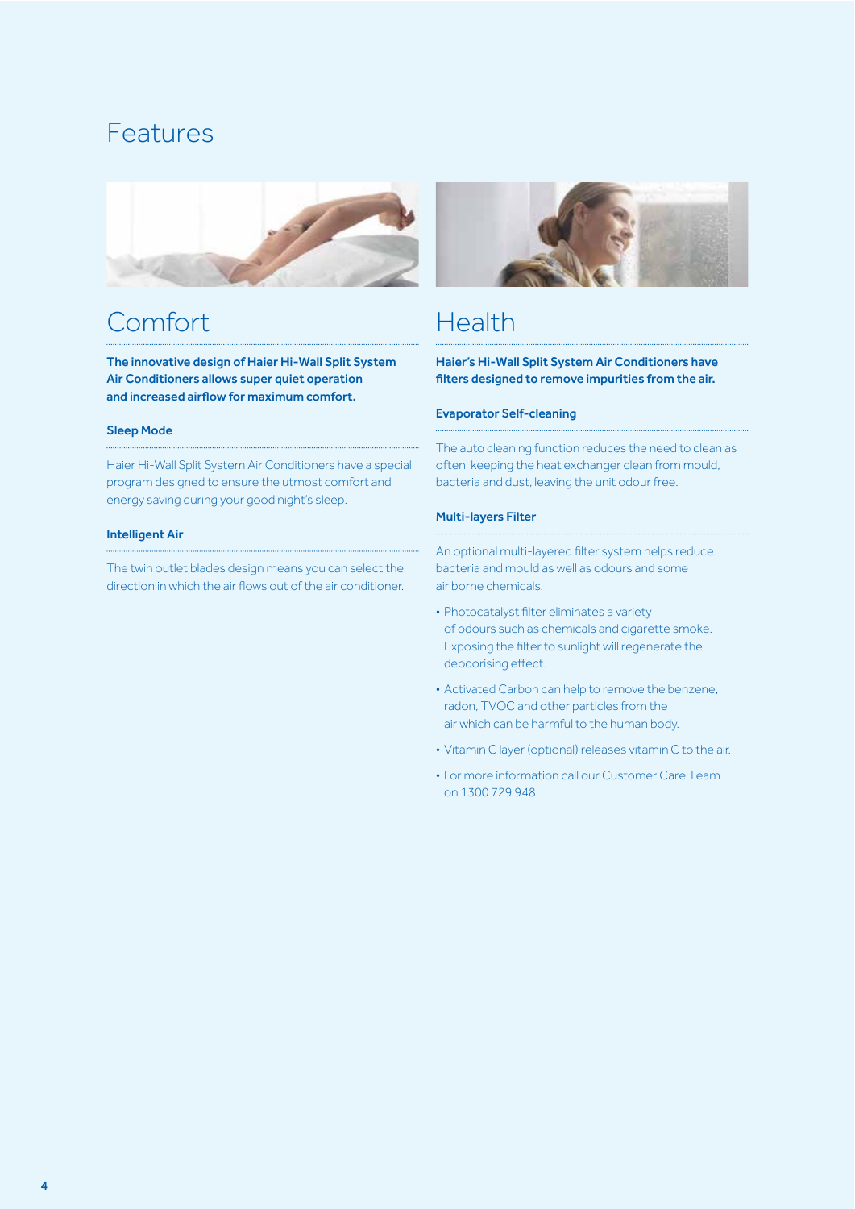# Features

## Comfort

**The innovative design of Haier Hi-Wall Split System Air Conditioners allows super quiet operation and increased airflow for maximum comfort.**

### Sleep Mode

Haier Hi-Wall Split System Air Conditioners have a special program designed to ensure the utmost comfort and energy saving during your good night's sleep.

### Intelligent Air

The twin outlet blades design means you can select the direction in which the air flows out of the air conditioner.

## Health

**Haier's Hi-Wall Split System Air Conditioners have filters designed to remove impurities from the air.**

### Evaporator Self-cleaning

The auto cleaning function reduces the need to clean as often, keeping the heat exchanger clean from mould, bacteria and dust, leaving the unit odour free.

### Multi-layers Filter

An optional multi-layered filter system helps reduce bacteria and mould as well as odours and some air borne chemicals.

- Photocatalyst filter eliminates a variety of odours such as chemicals and cigarette smoke. Exposing the filter to sunlight will regenerate the deodorising effect.
- Activated Carbon can help to remove the benzene, radon, TVOC and other particles from the air which can be harmful to the human body.
- Vitamin C layer (optional) releases vitamin C to the air.
- For more information call our Customer Care Team on 1300 729 948.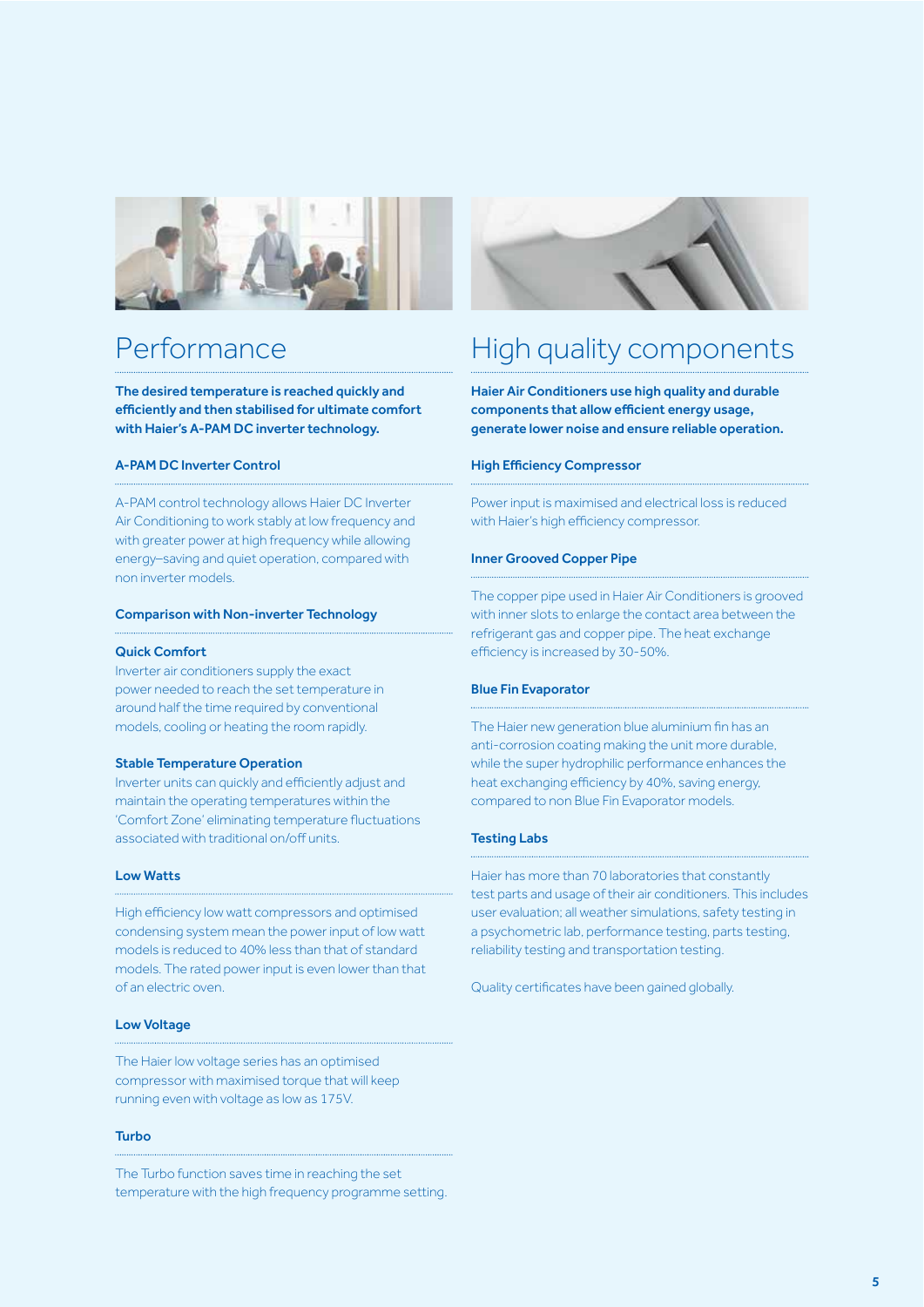## Performance

**The desired temperature is reached quickly and efficiently and then stabilised for ultimate comfort with Haier's A-PAM DC inverter technology.**

### A-PAM DC Inverter Control

A-PAM control technology allows Haier DC Inverter Air Conditioning to work stably at low frequency and with greater power at high frequency while allowing energy–saving and quiet operation, compared with non inverter models.

### Comparison with Non-inverter Technology

**Quick Comfort**
Inverter air conditioners supply the exact power needed to reach the set temperature in around half the time required by conventional models, cooling or heating the room rapidly.

**Stable Temperature Operation**
Inverter units can quickly and efficiently adjust and maintain the operating temperatures within the 'Comfort Zone' eliminating temperature fluctuations associated with traditional on/off units.

### Low Watts

High efficiency low watt compressors and optimised condensing system mean the power input of low watt models is reduced to 40% less than that of standard models. The rated power input is even lower than that of an electric oven.

### Low Voltage

The Haier low voltage series has an optimised compressor with maximised torque that will keep running even with voltage as low as 175V.

### Turbo

The Turbo function saves time in reaching the set temperature with the high frequency programme setting.

## High quality components

**Haier Air Conditioners use high quality and durable components that allow efficient energy usage, generate lower noise and ensure reliable operation.**

### High Efficiency Compressor

Power input is maximised and electrical loss is reduced with Haier's high efficiency compressor.

### Inner Grooved Copper Pipe

The copper pipe used in Haier Air Conditioners is grooved with inner slots to enlarge the contact area between the refrigerant gas and copper pipe. The heat exchange efficiency is increased by 30-50%.

### Blue Fin Evaporator

The Haier new generation blue aluminium fin has an anti-corrosion coating making the unit more durable, while the super hydrophilic performance enhances the heat exchanging efficiency by 40%, saving energy, compared to non Blue Fin Evaporator models.

### Testing Labs

Haier has more than 70 laboratories that constantly test parts and usage of their air conditioners. This includes user evaluation; all weather simulations, safety testing in a psychometric lab, performance testing, parts testing, reliability testing and transportation testing.

Quality certificates have been gained globally.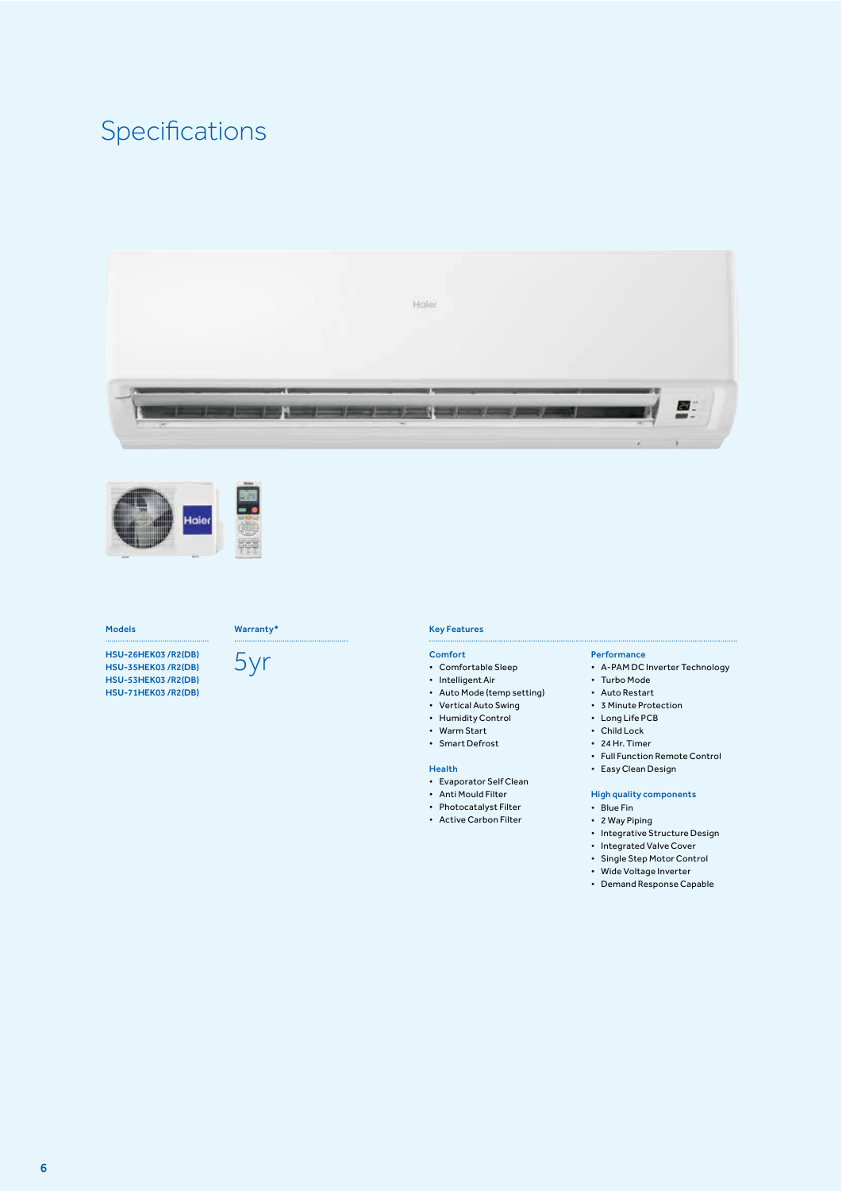# Specifications

**Models**

HSU-26HEK03 /R2(DB)
HSU-35HEK03 /R2(DB)
HSU-53HEK03 /R2(DB)
HSU-71HEK03 /R2(DB)

**Warranty***

5yr

**Key Features**

**Comfort**

- Comfortable Sleep
- Intelligent Air
- Auto Mode (temp setting)
- Vertical Auto Swing
- Humidity Control
- Warm Start
- Smart Defrost

**Health**

- Evaporator Self Clean
- Anti Mould Filter
- Photocatalyst Filter
- Active Carbon Filter

**Performance**

- A-PAM DC Inverter Technology
- Turbo Mode
- Auto Restart
- 3 Minute Protection
- Long Life PCB
- Child Lock
- 24 Hr. Timer
- Full Function Remote Control
- Easy Clean Design

**High quality components**

- Blue Fin
- 2 Way Piping
- Integrative Structure Design
- Integrated Valve Cover
- Single Step Motor Control
- Wide Voltage Inverter
- Demand Response Capable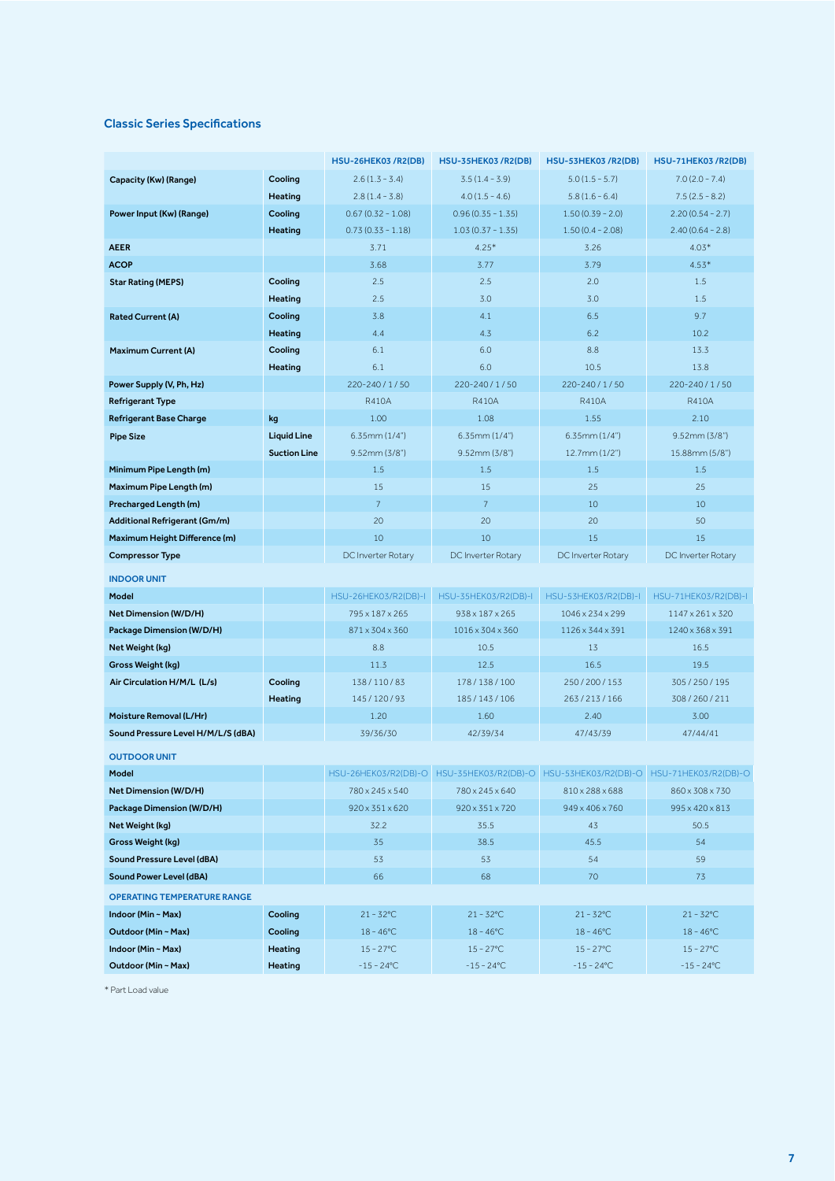## Classic Series Specifications

| | | HSU-26HEK03 /R2(DB) | HSU-35HEK03 /R2(DB) | HSU-53HEK03 /R2(DB) | HSU-71HEK03 /R2(DB) |
|---|---|---|---|---|---|
| **Capacity (Kw) (Range)** | **Cooling** | 2.6 (1.3 - 3.4) | 3.5 (1.4 - 3.9) | 5.0 (1.5 - 5.7) | 7.0 (2.0 - 7.4) |
| | **Heating** | 2.8 (1.4 - 3.8) | 4.0 (1.5 - 4.6) | 5.8 (1.6 - 6.4) | 7.5 (2.5 - 8.2) |
| **Power Input (Kw) (Range)** | **Cooling** | 0.67 (0.32 - 1.08) | 0.96 (0.35 - 1.35) | 1.50 (0.39 - 2.0) | 2.20 (0.54 - 2.7) |
| | **Heating** | 0.73 (0.33 - 1.18) | 1.03 (0.37 - 1.35) | 1.50 (0.4 - 2.08) | 2.40 (0.64 - 2.8) |
| **AEER** | | 3.71 | 4.25* | 3.26 | 4.03* |
| **ACOP** | | 3.68 | 3.77 | 3.79 | 4.53* |
| **Star Rating (MEPS)** | **Cooling** | 2.5 | 2.5 | 2.0 | 1.5 |
| | **Heating** | 2.5 | 3.0 | 3.0 | 1.5 |
| **Rated Current (A)** | **Cooling** | 3.8 | 4.1 | 6.5 | 9.7 |
| | **Heating** | 4.4 | 4.3 | 6.2 | 10.2 |
| **Maximum Current (A)** | **Cooling** | 6.1 | 6.0 | 8.8 | 13.3 |
| | **Heating** | 6.1 | 6.0 | 10.5 | 13.8 |
| **Power Supply (V, Ph, Hz)** | | 220-240 / 1 / 50 | 220-240 / 1 / 50 | 220-240 / 1 / 50 | 220-240 / 1 / 50 |
| **Refrigerant Type** | | R410A | R410A | R410A | R410A |
| **Refrigerant Base Charge** | **kg** | 1.00 | 1.08 | 1.55 | 2.10 |
| **Pipe Size** | **Liquid Line** | 6.35mm (1/4") | 6.35mm (1/4") | 6.35mm (1/4") | 9.52mm (3/8") |
| | **Suction Line** | 9.52mm (3/8") | 9.52mm (3/8") | 12.7mm (1/2") | 15.88mm (5/8") |
| **Minimum Pipe Length (m)** | | 1.5 | 1.5 | 1.5 | 1.5 |
| **Maximum Pipe Length (m)** | | 15 | 15 | 25 | 25 |
| **Precharged Length (m)** | | 7 | 7 | 10 | 10 |
| **Additional Refrigerant (Gm/m)** | | 20 | 20 | 20 | 50 |
| **Maximum Height Difference (m)** | | 10 | 10 | 15 | 15 |
| **Compressor Type** | | DC Inverter Rotary | DC Inverter Rotary | DC Inverter Rotary | DC Inverter Rotary |
| **INDOOR UNIT** | | | | | |
| **Model** | | HSU-26HEK03/R2(DB)-I | HSU-35HEK03/R2(DB)-I | HSU-53HEK03/R2(DB)-I | HSU-71HEK03/R2(DB)-I |
| **Net Dimension (W/D/H)** | | 795 x 187 x 265 | 938 x 187 x 265 | 1046 x 234 x 299 | 1147 x 261 x 320 |
| **Package Dimension (W/D/H)** | | 871 x 304 x 360 | 1016 x 304 x 360 | 1126 x 344 x 391 | 1240 x 368 x 391 |
| **Net Weight (kg)** | | 8.8 | 10.5 | 13 | 16.5 |
| **Gross Weight (kg)** | | 11.3 | 12.5 | 16.5 | 19.5 |
| **Air Circulation H/M/L (L/s)** | **Cooling** | 138 / 110 / 83 | 178 / 138 / 100 | 250 / 200 / 153 | 305 / 250 / 195 |
| | **Heating** | 145 / 120 / 93 | 185 / 143 / 106 | 263 / 213 / 166 | 308 / 260 / 211 |
| **Moisture Removal (L/Hr)** | | 1.20 | 1.60 | 2.40 | 3.00 |
| **Sound Pressure Level H/M/L/S (dBA)** | | 39/36/30 | 42/39/34 | 47/43/39 | 47/44/41 |
| **OUTDOOR UNIT** | | | | | |
| **Model** | | HSU-26HEK03/R2(DB)-O | HSU-35HEK03/R2(DB)-O | HSU-53HEK03/R2(DB)-O | HSU-71HEK03/R2(DB)-O |
| **Net Dimension (W/D/H)** | | 780 x 245 x 540 | 780 x 245 x 640 | 810 x 288 x 688 | 860 x 308 x 730 |
| **Package Dimension (W/D/H)** | | 920 x 351 x 620 | 920 x 351 x 720 | 949 x 406 x 760 | 995 x 420 x 813 |
| **Net Weight (kg)** | | 32.2 | 35.5 | 43 | 50.5 |
| **Gross Weight (kg)** | | 35 | 38.5 | 45.5 | 54 |
| **Sound Pressure Level (dBA)** | | 53 | 53 | 54 | 59 |
| **Sound Power Level (dBA)** | | 66 | 68 | 70 | 73 |
| **OPERATING TEMPERATURE RANGE** | | | | | |
| **Indoor (Min ~ Max)** | **Cooling** | 21 - 32°C | 21 - 32°C | 21 - 32°C | 21 - 32°C |
| **Outdoor (Min ~ Max)** | **Cooling** | 18 - 46°C | 18 - 46°C | 18 - 46°C | 18 - 46°C |
| **Indoor (Min ~ Max)** | **Heating** | 15 - 27°C | 15 - 27°C | 15 - 27°C | 15 - 27°C |
| **Outdoor (Min ~ Max)** | **Heating** | -15 - 24°C | -15 - 24°C | -15 - 24°C | -15 - 24°C |

* Part Load value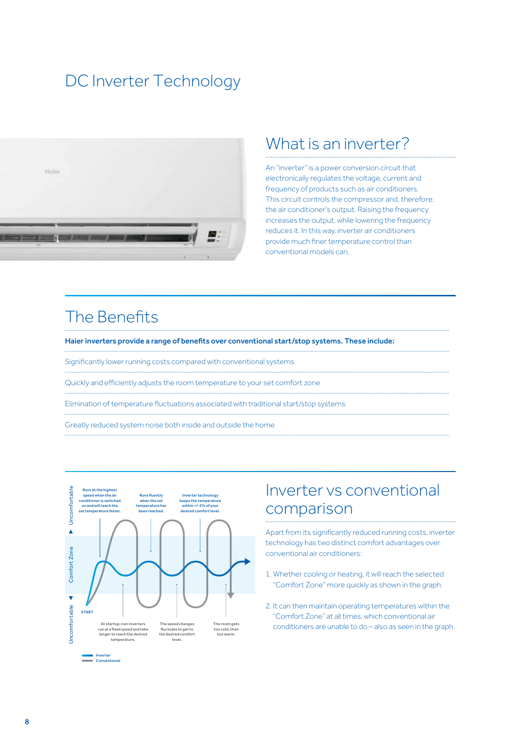# DC Inverter Technology

## What is an inverter?

An "inverter" is a power conversion circuit that electronically regulates the voltage, current and frequency of products such as air conditioners. This circuit controls the compressor and, therefore, the air conditioner's output. Raising the frequency increases the output, while lowering the frequency reduces it. In this way, inverter air conditioners provide much finer temperature control than conventional models can.

## The Benefits

**Haier inverters provide a range of benefits over conventional start/stop systems. These include:**

Significantly lower running costs compared with conventional systems

Quickly and efficiently adjusts the room temperature to your set comfort zone

Elimination of temperature fluctuations associated with traditional start/stop systems

Greatly reduced system noise both inside and outside the home

Runs at the highest speed when the air conditioner is switched on and will reach the set temperature faster.

Runs fluently when the set temperature has been reached.

Inverter technology keeps the temperature within +/-5% of your desired comfort level.

Uncomfortable

Comfort Zone

Uncomfortable

START

At startup, non inverters run at a fixed speed and take longer to reach the desired temperature.

The speed changes fluctuate to get to the desired comfort level.

The room gets too cold, then too warm.

Inverter

Conventional

## Inverter vs conventional comparison

Apart from its significantly reduced running costs, inverter technology has two distinct comfort advantages over conventional air conditioners:

1. Whether cooling or heating, it will reach the selected "Comfort Zone" more quickly as shown in the graph.

2. It can then maintain operating temperatures within the "Comfort Zone" at all times, which conventional air conditioners are unable to do – also as seen in the graph.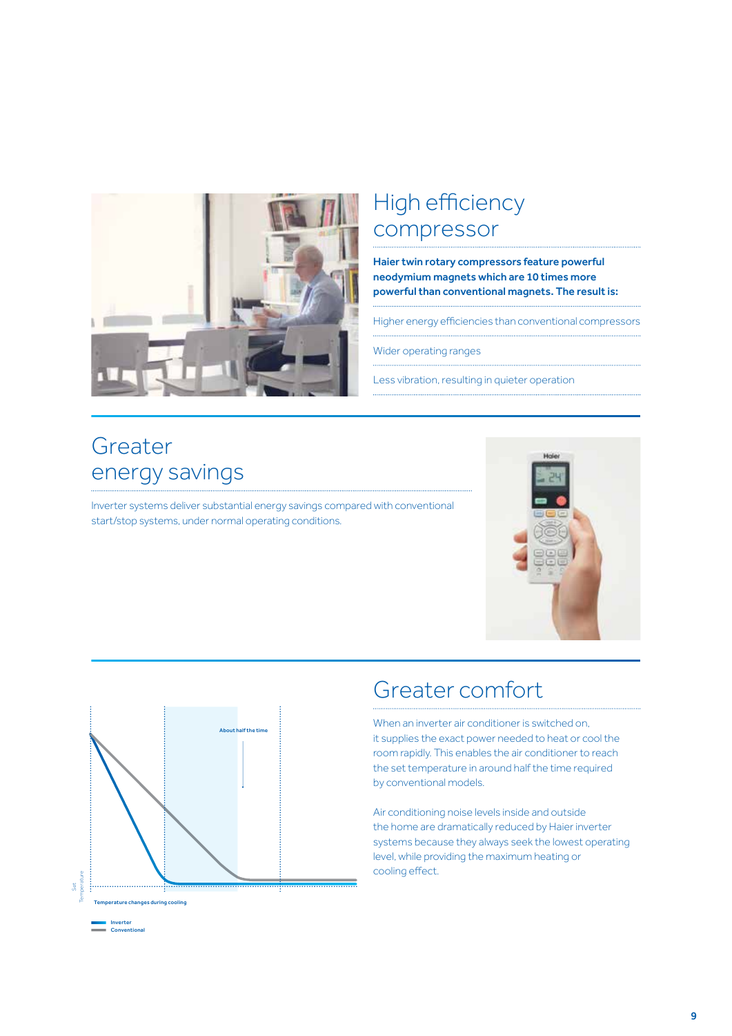## High efficiency compressor

**Haier twin rotary compressors feature powerful neodymium magnets which are 10 times more powerful than conventional magnets. The result is:**

Higher energy efficiencies than conventional compressors

Wider operating ranges

Less vibration, resulting in quieter operation

## Greater energy savings

Inverter systems deliver substantial energy savings compared with conventional start/stop systems, under normal operating conditions.

About half the time

Set Temperature

Temperature changes during cooling

Inverter
Conventional

## Greater comfort

When an inverter air conditioner is switched on, it supplies the exact power needed to heat or cool the room rapidly. This enables the air conditioner to reach the set temperature in around half the time required by conventional models.

Air conditioning noise levels inside and outside the home are dramatically reduced by Haier inverter systems because they always seek the lowest operating level, while providing the maximum heating or cooling effect.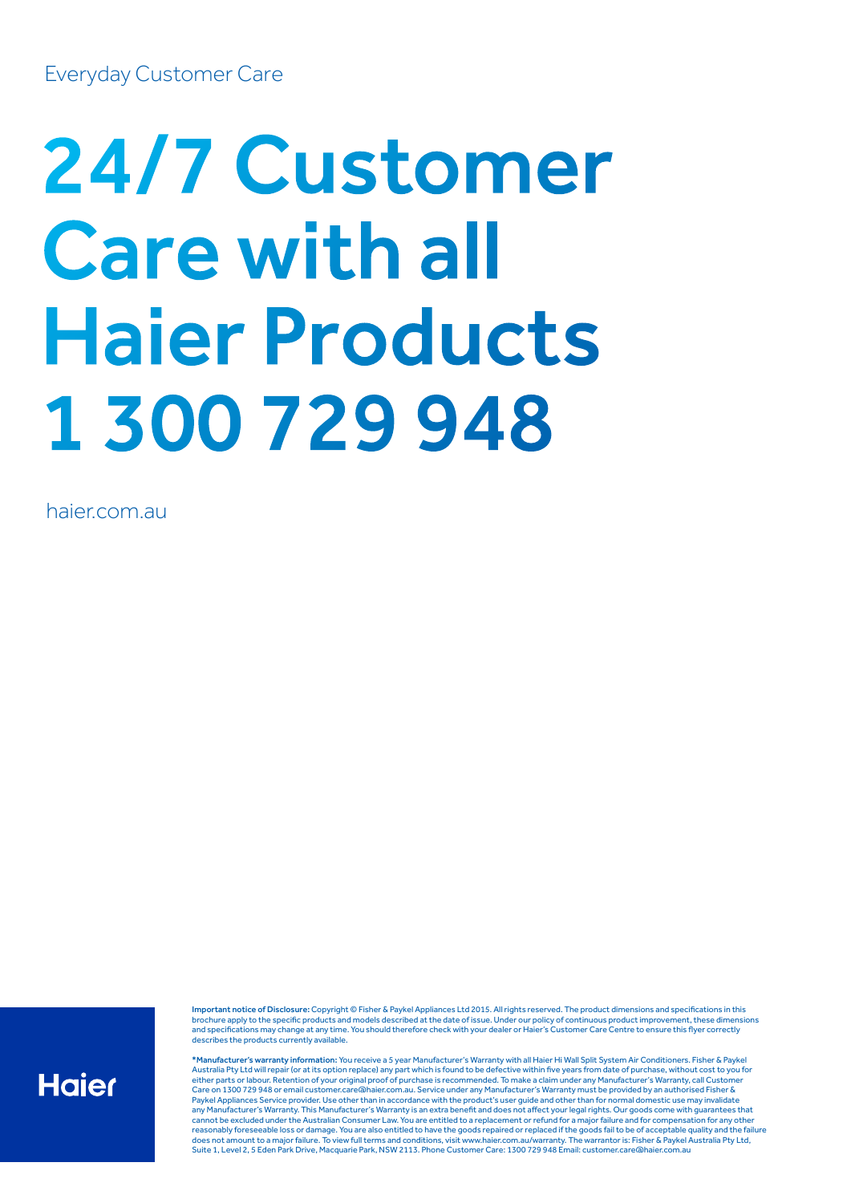Everyday Customer Care

# 24/7 Customer Care with all Haier Products 1 300 729 948

haier.com.au

Haier

**Important notice of Disclosure:** Copyright © Fisher & Paykel Appliances Ltd 2015. All rights reserved. The product dimensions and specifications in this brochure apply to the specific products and models described at the date of issue. Under our policy of continuous product improvement, these dimensions and specifications may change at any time. You should therefore check with your dealer or Haier's Customer Care Centre to ensure this flyer correctly describes the products currently available.

***Manufacturer's warranty information:** You receive a 5 year Manufacturer's Warranty with all Haier Hi Wall Split System Air Conditioners. Fisher & Paykel Australia Pty Ltd will repair (or at its option replace) any part which is found to be defective within five years from date of purchase, without cost to you for either parts or labour. Retention of your original proof of purchase is recommended. To make a claim under any Manufacturer's Warranty, call Customer Care on 1300 729 948 or email customer.care@haier.com.au. Service under any Manufacturer's Warranty must be provided by an authorised Fisher & Paykel Appliances Service provider. Use other than in accordance with the product's user guide and other than for normal domestic use may invalidate any Manufacturer's Warranty. This Manufacturer's Warranty is an extra benefit and does not affect your legal rights. Our goods come with guarantees that cannot be excluded under the Australian Consumer Law. You are entitled to a replacement or refund for a major failure and for compensation for any other reasonably foreseeable loss or damage. You are also entitled to have the goods repaired or replaced if the goods fail to be of acceptable quality and the failure does not amount to a major failure. To view full terms and conditions, visit www.haier.com.au/warranty. The warrantor is: Fisher & Paykel Australia Pty Ltd, Suite 1, Level 2, 5 Eden Park Drive, Macquarie Park, NSW 2113. Phone Customer Care: 1300 729 948 Email: customer.care@haier.com.au